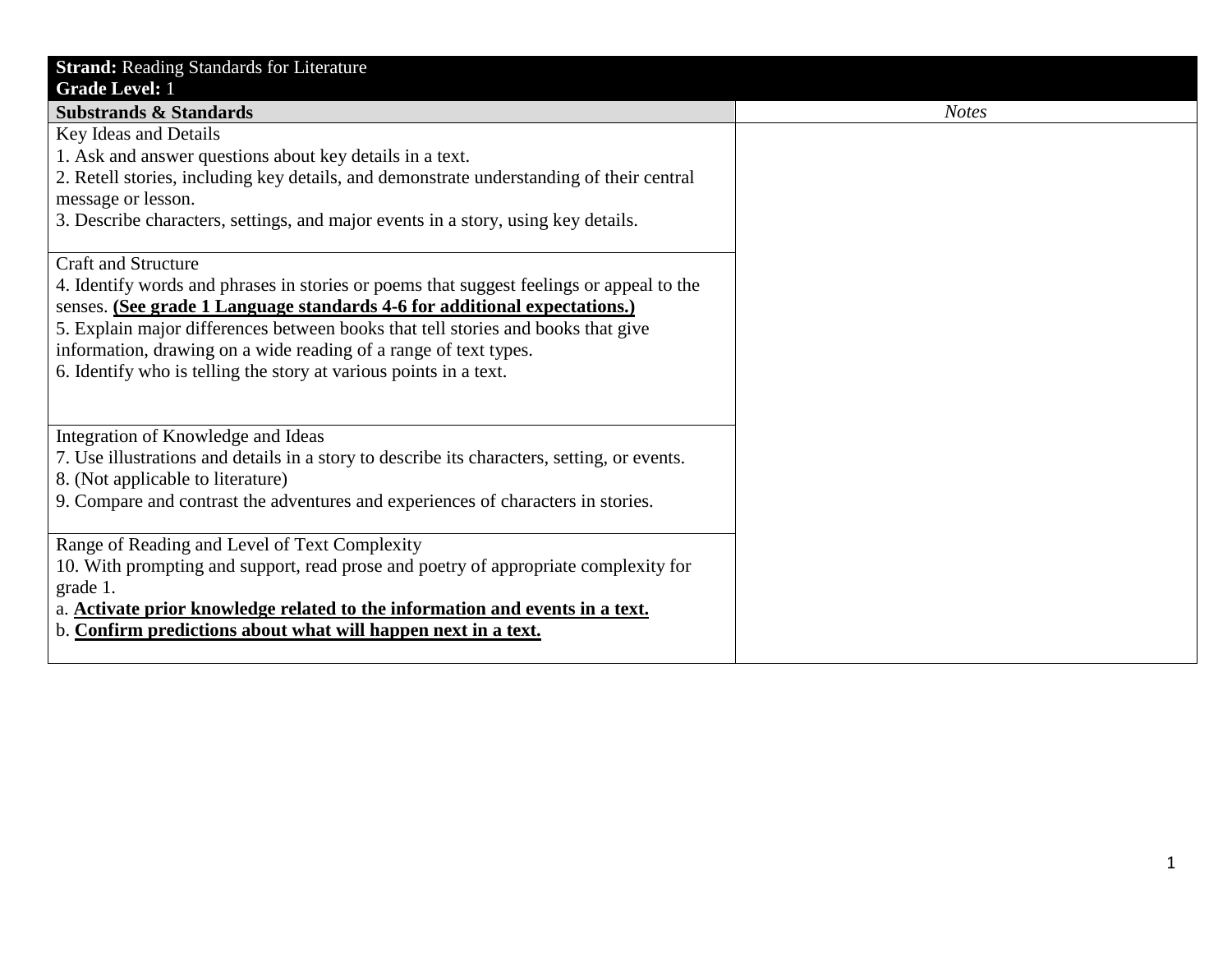| **Strand:** Reading Standards for Literature<br>**Grade Level:** 1 | |
|---|---|
| **Substrands & Standards** | *Notes* |
| Key Ideas and Details<br>1. Ask and answer questions about key details in a text.<br>2. Retell stories, including key details, and demonstrate understanding of their central message or lesson.<br>3. Describe characters, settings, and major events in a story, using key details. | |
| Craft and Structure<br>4. Identify words and phrases in stories or poems that suggest feelings or appeal to the senses. **(See grade 1 Language standards 4-6 for additional expectations.)**<br>5. Explain major differences between books that tell stories and books that give information, drawing on a wide reading of a range of text types.<br>6. Identify who is telling the story at various points in a text. | |
| Integration of Knowledge and Ideas<br>7. Use illustrations and details in a story to describe its characters, setting, or events.<br>8. (Not applicable to literature)<br>9. Compare and contrast the adventures and experiences of characters in stories. | |
| Range of Reading and Level of Text Complexity<br>10. With prompting and support, read prose and poetry of appropriate complexity for grade 1.<br>a. **Activate prior knowledge related to the information and events in a text.**<br>b. **Confirm predictions about what will happen next in a text.** | |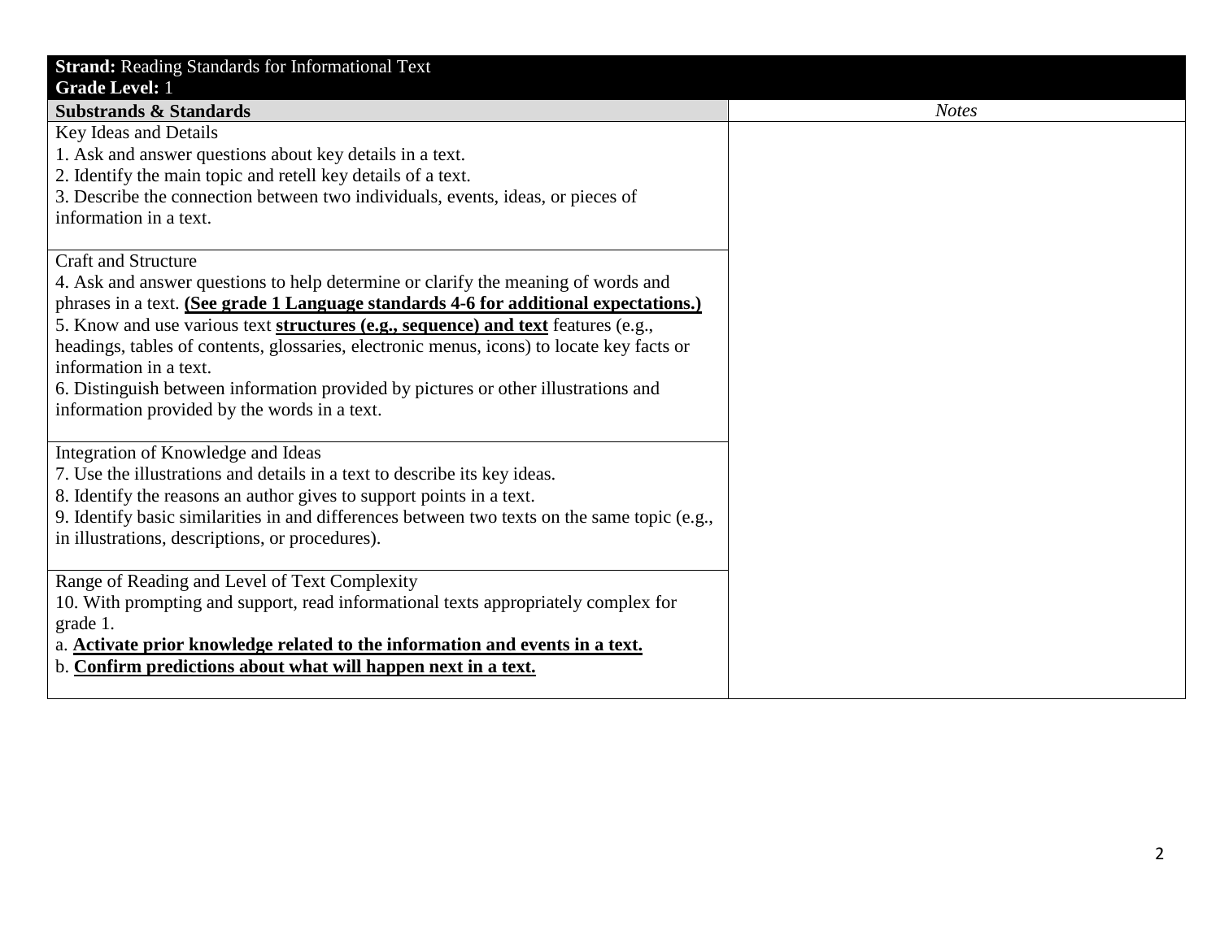| **Strand:** Reading Standards for Informational Text<br>**Grade Level:** 1 | |
|---|---|
| **Substrands & Standards** | *Notes* |
| Key Ideas and Details<br>1. Ask and answer questions about key details in a text.<br>2. Identify the main topic and retell key details of a text.<br>3. Describe the connection between two individuals, events, ideas, or pieces of information in a text. | |
| Craft and Structure<br>4. Ask and answer questions to help determine or clarify the meaning of words and phrases in a text. <u>**(See grade 1 Language standards 4-6 for additional expectations.)**</u><br>5. Know and use various text <u>**structures (e.g., sequence) and text**</u> features (e.g., headings, tables of contents, glossaries, electronic menus, icons) to locate key facts or information in a text.<br>6. Distinguish between information provided by pictures or other illustrations and information provided by the words in a text. | |
| Integration of Knowledge and Ideas<br>7. Use the illustrations and details in a text to describe its key ideas.<br>8. Identify the reasons an author gives to support points in a text.<br>9. Identify basic similarities in and differences between two texts on the same topic (e.g., in illustrations, descriptions, or procedures). | |
| Range of Reading and Level of Text Complexity<br>10. With prompting and support, read informational texts appropriately complex for grade 1.<br>a. <u>**Activate prior knowledge related to the information and events in a text.**</u><br>b. <u>**Confirm predictions about what will happen next in a text.**</u> | |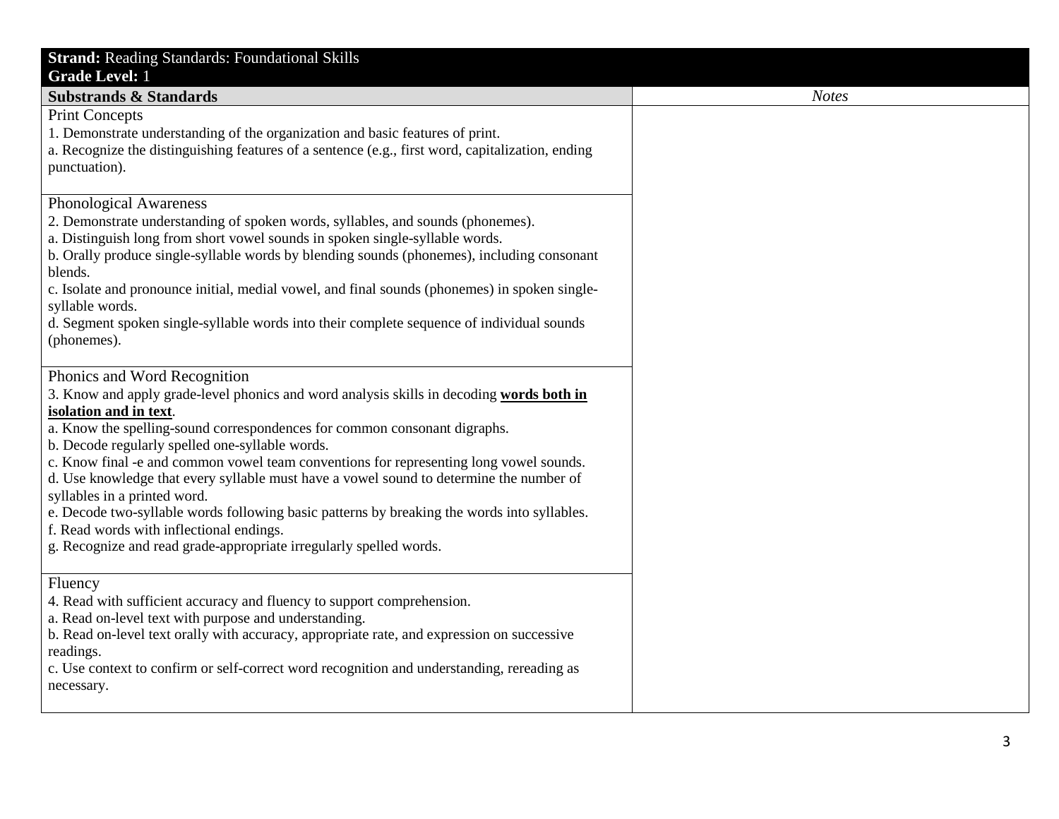| **Strand:** Reading Standards: Foundational Skills<br>**Grade Level:** 1 | |
|---|---|
| **Substrands & Standards** | *Notes* |
| Print Concepts<br>1. Demonstrate understanding of the organization and basic features of print.<br>a. Recognize the distinguishing features of a sentence (e.g., first word, capitalization, ending punctuation). | |
| Phonological Awareness<br>2. Demonstrate understanding of spoken words, syllables, and sounds (phonemes).<br>a. Distinguish long from short vowel sounds in spoken single-syllable words.<br>b. Orally produce single-syllable words by blending sounds (phonemes), including consonant blends.<br>c. Isolate and pronounce initial, medial vowel, and final sounds (phonemes) in spoken single-syllable words.<br>d. Segment spoken single-syllable words into their complete sequence of individual sounds (phonemes). | |
| Phonics and Word Recognition<br>3. Know and apply grade-level phonics and word analysis skills in decoding **<u>words both in isolation and in text</u>**.<br>a. Know the spelling-sound correspondences for common consonant digraphs.<br>b. Decode regularly spelled one-syllable words.<br>c. Know final -e and common vowel team conventions for representing long vowel sounds.<br>d. Use knowledge that every syllable must have a vowel sound to determine the number of syllables in a printed word.<br>e. Decode two-syllable words following basic patterns by breaking the words into syllables.<br>f. Read words with inflectional endings.<br>g. Recognize and read grade-appropriate irregularly spelled words. | |
| Fluency<br>4. Read with sufficient accuracy and fluency to support comprehension.<br>a. Read on-level text with purpose and understanding.<br>b. Read on-level text orally with accuracy, appropriate rate, and expression on successive readings.<br>c. Use context to confirm or self-correct word recognition and understanding, rereading as necessary. | |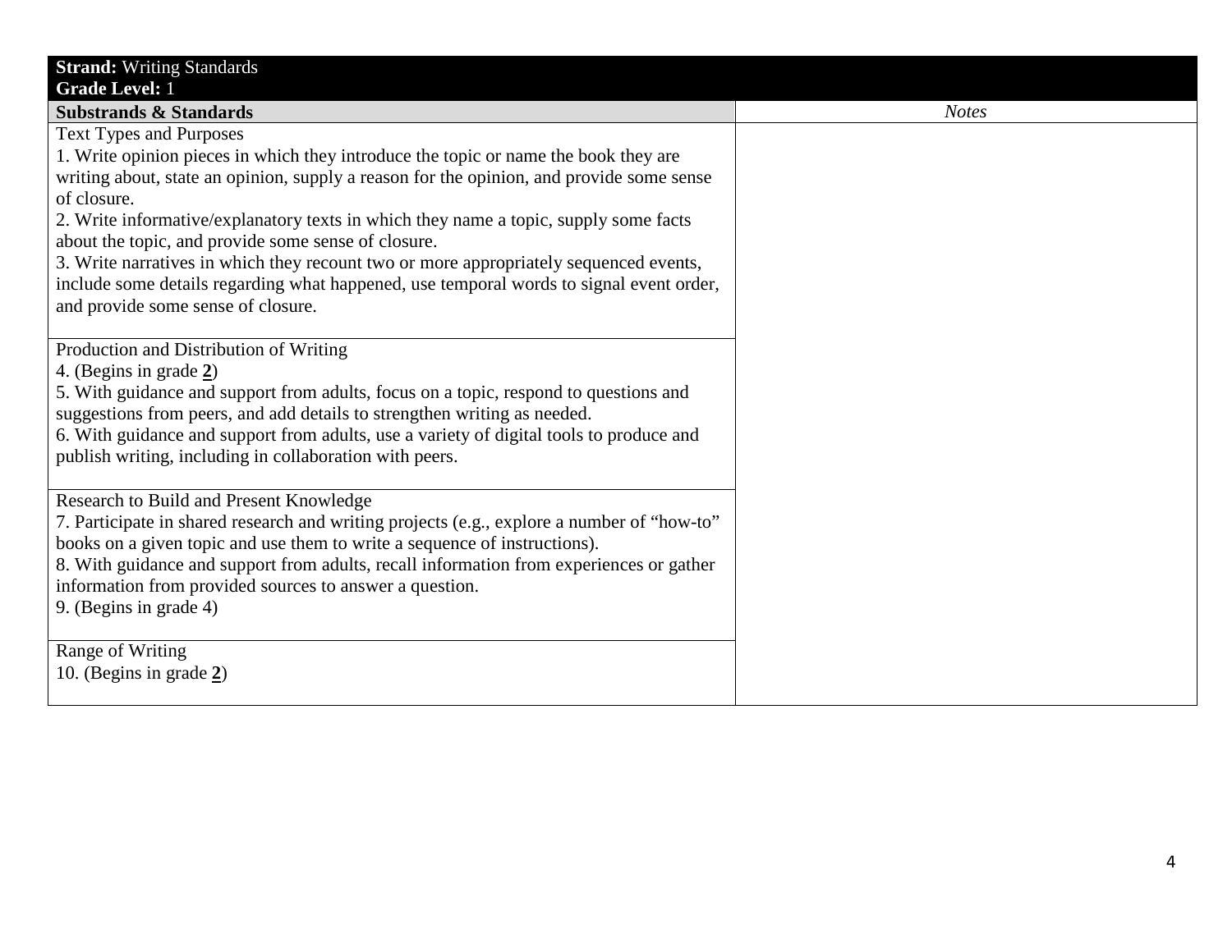| **Strand:** Writing Standards<br>**Grade Level:** 1 | |
|---|---|
| **Substrands & Standards** | *Notes* |
| Text Types and Purposes<br>1. Write opinion pieces in which they introduce the topic or name the book they are writing about, state an opinion, supply a reason for the opinion, and provide some sense of closure.<br>2. Write informative/explanatory texts in which they name a topic, supply some facts about the topic, and provide some sense of closure.<br>3. Write narratives in which they recount two or more appropriately sequenced events, include some details regarding what happened, use temporal words to signal event order, and provide some sense of closure. | |
| Production and Distribution of Writing<br>4. (Begins in grade **2**)<br>5. With guidance and support from adults, focus on a topic, respond to questions and suggestions from peers, and add details to strengthen writing as needed.<br>6. With guidance and support from adults, use a variety of digital tools to produce and publish writing, including in collaboration with peers. | |
| Research to Build and Present Knowledge<br>7. Participate in shared research and writing projects (e.g., explore a number of "how-to" books on a given topic and use them to write a sequence of instructions).<br>8. With guidance and support from adults, recall information from experiences or gather information from provided sources to answer a question.<br>9. (Begins in grade 4) | |
| Range of Writing<br>10. (Begins in grade **2**) | |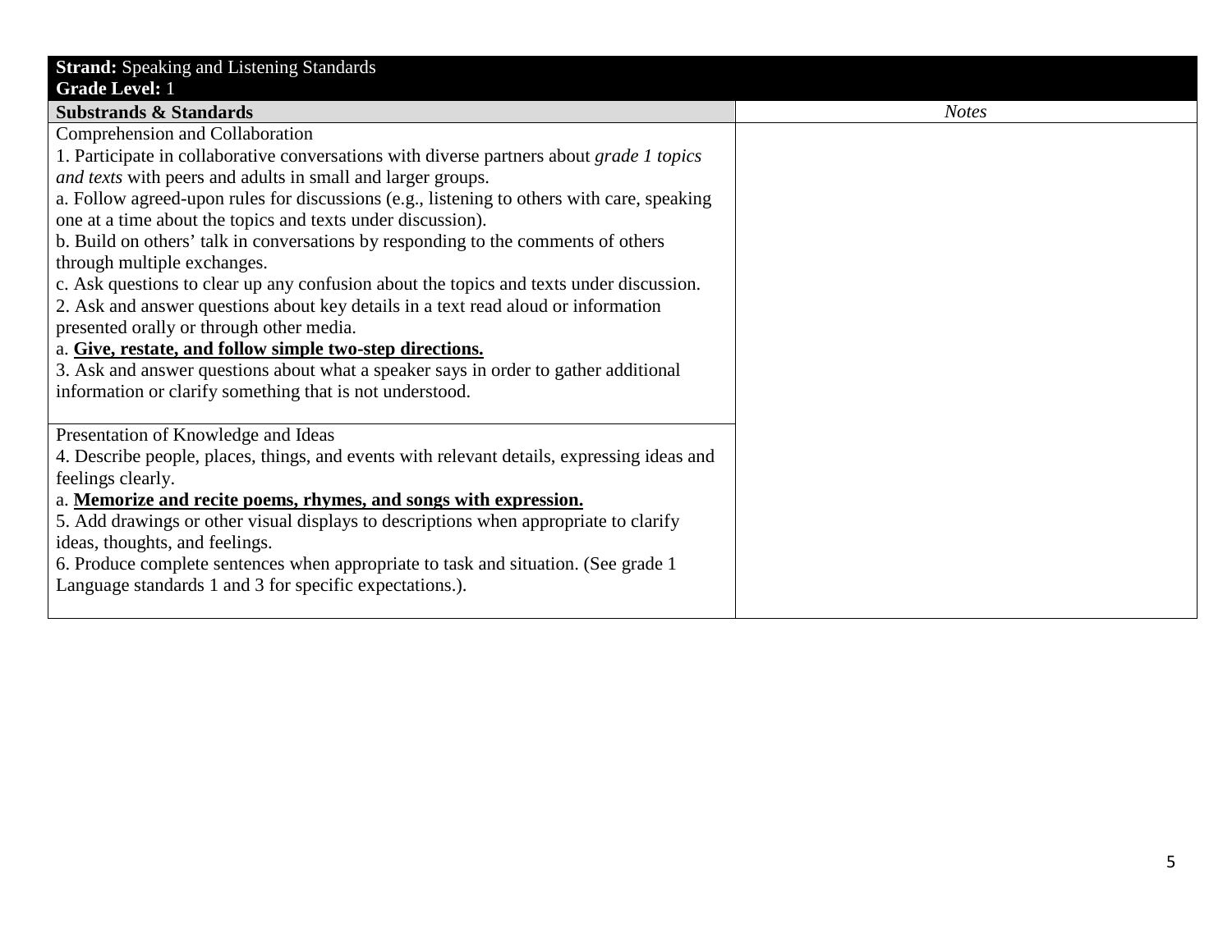| **Strand:** Speaking and Listening Standards<br>**Grade Level:** 1 | |
|---|---|
| **Substrands & Standards** | *Notes* |
| Comprehension and Collaboration<br>1. Participate in collaborative conversations with diverse partners about *grade 1 topics and texts* with peers and adults in small and larger groups.<br>a. Follow agreed-upon rules for discussions (e.g., listening to others with care, speaking one at a time about the topics and texts under discussion).<br>b. Build on others' talk in conversations by responding to the comments of others through multiple exchanges.<br>c. Ask questions to clear up any confusion about the topics and texts under discussion.<br>2. Ask and answer questions about key details in a text read aloud or information presented orally or through other media.<br>a. **<u>Give, restate, and follow simple two-step directions.</u>**<br>3. Ask and answer questions about what a speaker says in order to gather additional information or clarify something that is not understood. | |
| Presentation of Knowledge and Ideas<br>4. Describe people, places, things, and events with relevant details, expressing ideas and feelings clearly.<br>a. **<u>Memorize and recite poems, rhymes, and songs with expression.</u>**<br>5. Add drawings or other visual displays to descriptions when appropriate to clarify ideas, thoughts, and feelings.<br>6. Produce complete sentences when appropriate to task and situation. (See grade 1 Language standards 1 and 3 for specific expectations.). | |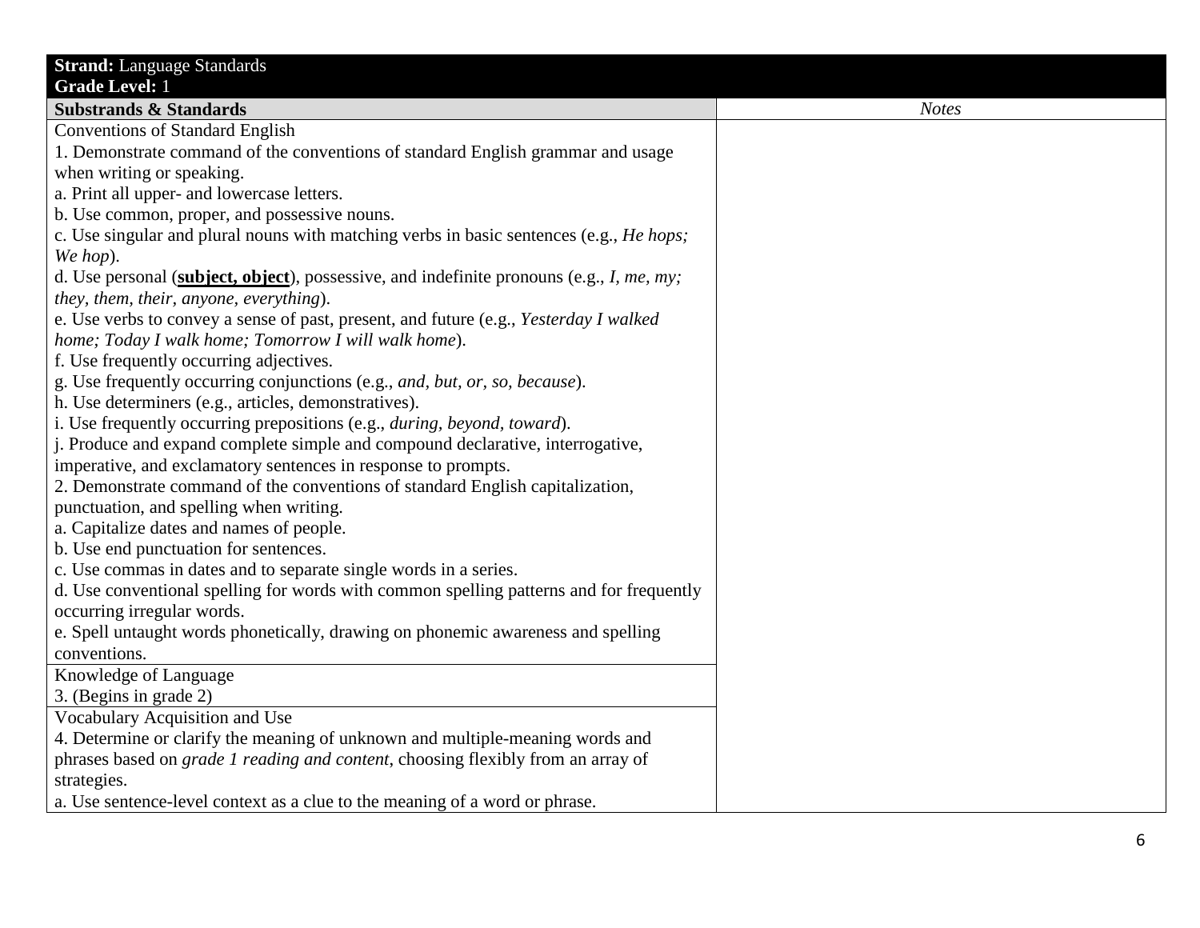| **Strand:** Language Standards<br>**Grade Level:** 1 | |
|---|---|
| **Substrands & Standards** | *Notes* |
| Conventions of Standard English<br>1. Demonstrate command of the conventions of standard English grammar and usage when writing or speaking.<br>a. Print all upper- and lowercase letters.<br>b. Use common, proper, and possessive nouns.<br>c. Use singular and plural nouns with matching verbs in basic sentences (e.g., *He hops; We hop*).<br>d. Use personal (<u>**subject, object**</u>), possessive, and indefinite pronouns (e.g., *I, me, my; they, them, their, anyone, everything*).<br>e. Use verbs to convey a sense of past, present, and future (e.g., *Yesterday I walked home; Today I walk home; Tomorrow I will walk home*).<br>f. Use frequently occurring adjectives.<br>g. Use frequently occurring conjunctions (e.g., *and, but, or, so, because*).<br>h. Use determiners (e.g., articles, demonstratives).<br>i. Use frequently occurring prepositions (e.g., *during, beyond, toward*).<br>j. Produce and expand complete simple and compound declarative, interrogative, imperative, and exclamatory sentences in response to prompts.<br>2. Demonstrate command of the conventions of standard English capitalization, punctuation, and spelling when writing.<br>a. Capitalize dates and names of people.<br>b. Use end punctuation for sentences.<br>c. Use commas in dates and to separate single words in a series.<br>d. Use conventional spelling for words with common spelling patterns and for frequently occurring irregular words.<br>e. Spell untaught words phonetically, drawing on phonemic awareness and spelling conventions. | |
| Knowledge of Language<br>3. (Begins in grade 2) | |
| Vocabulary Acquisition and Use<br>4. Determine or clarify the meaning of unknown and multiple-meaning words and phrases based on *grade 1 reading and content*, choosing flexibly from an array of strategies.<br>a. Use sentence-level context as a clue to the meaning of a word or phrase. | |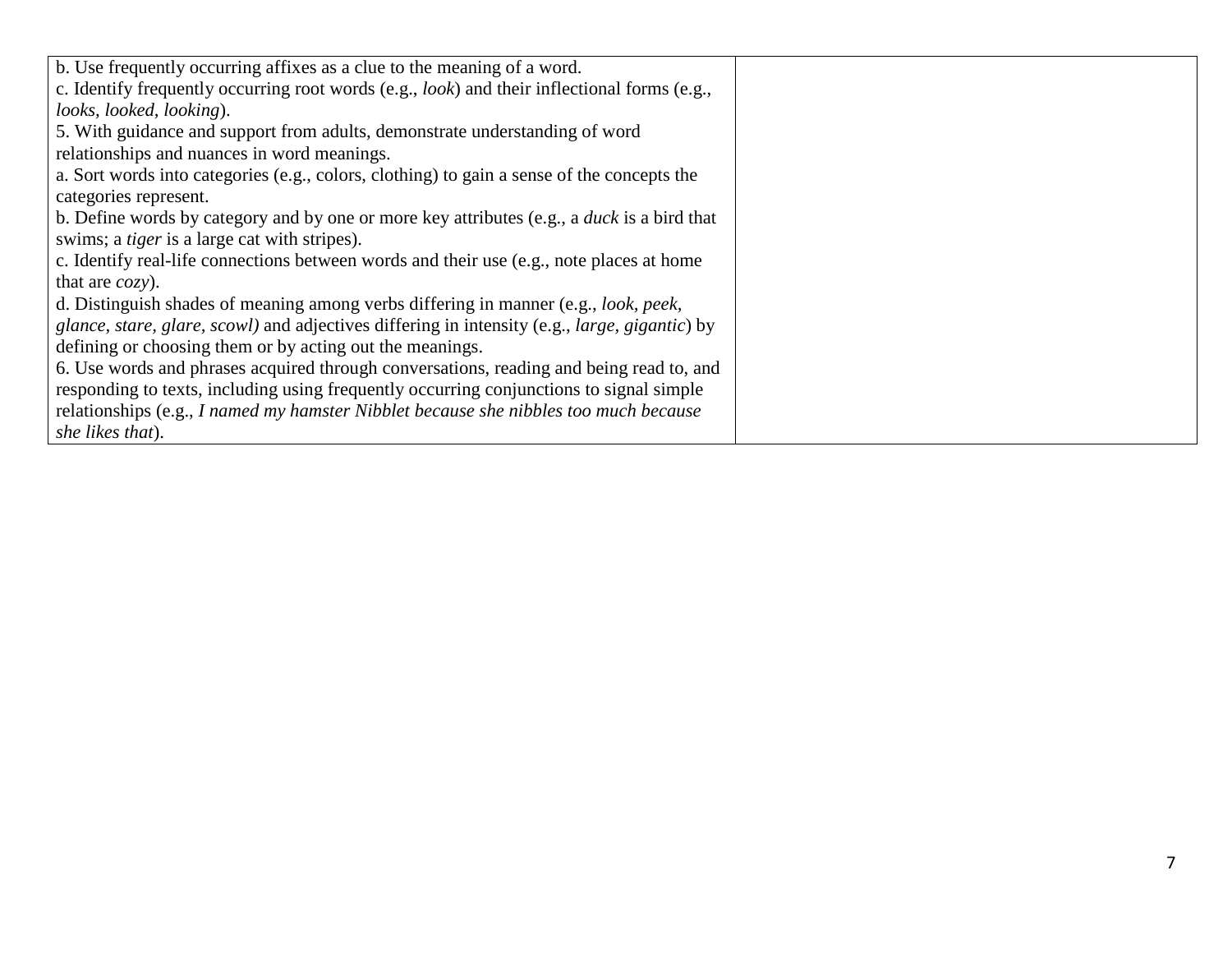| | |
|---|---|
| b. Use frequently occurring affixes as a clue to the meaning of a word.<br>c. Identify frequently occurring root words (e.g., *look*) and their inflectional forms (e.g., *looks, looked, looking*).<br>5. With guidance and support from adults, demonstrate understanding of word relationships and nuances in word meanings.<br>a. Sort words into categories (e.g., colors, clothing) to gain a sense of the concepts the categories represent.<br>b. Define words by category and by one or more key attributes (e.g., a *duck* is a bird that swims; a *tiger* is a large cat with stripes).<br>c. Identify real-life connections between words and their use (e.g., note places at home that are *cozy*).<br>d. Distinguish shades of meaning among verbs differing in manner (e.g., *look, peek, glance, stare, glare, scowl)* and adjectives differing in intensity (e.g., *large, gigantic*) by defining or choosing them or by acting out the meanings.<br>6. Use words and phrases acquired through conversations, reading and being read to, and responding to texts, including using frequently occurring conjunctions to signal simple relationships (e.g., *I named my hamster Nibblet because she nibbles too much because she likes that*). | |